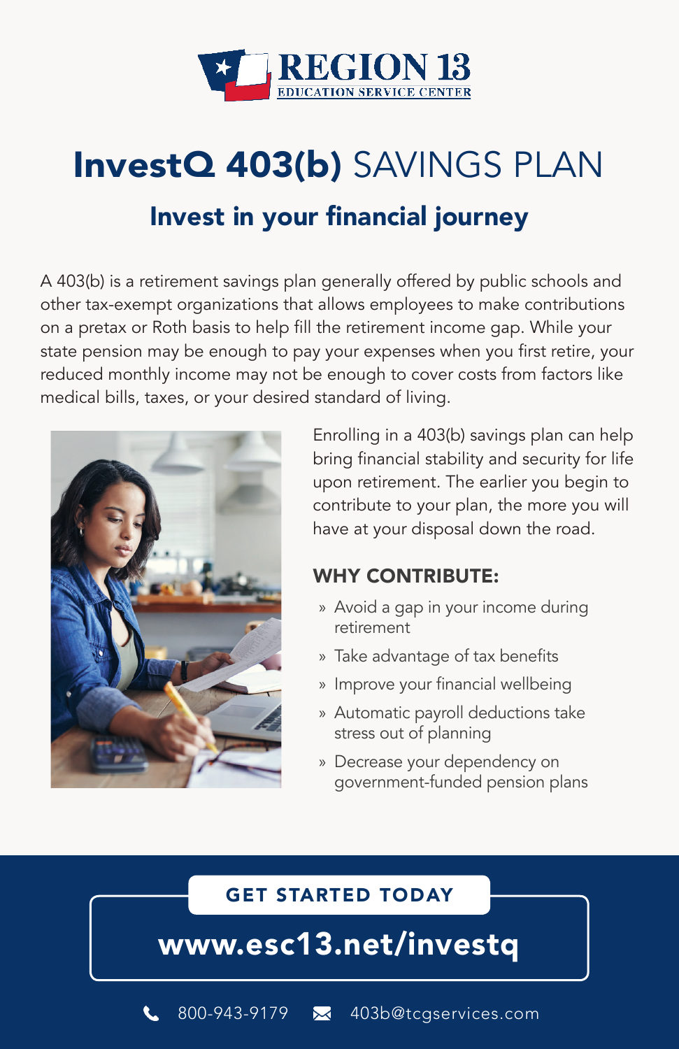REGION 13
EDUCATION SERVICE CENTER

# InvestQ 403(b) SAVINGS PLAN

## Invest in your financial journey

A 403(b) is a retirement savings plan generally offered by public schools and other tax-exempt organizations that allows employees to make contributions on a pretax or Roth basis to help fill the retirement income gap. While your state pension may be enough to pay your expenses when you first retire, your reduced monthly income may not be enough to cover costs from factors like medical bills, taxes, or your desired standard of living.

Enrolling in a 403(b) savings plan can help bring financial stability and security for life upon retirement. The earlier you begin to contribute to your plan, the more you will have at your disposal down the road.

### WHY CONTRIBUTE:

- Avoid a gap in your income during retirement
- Take advantage of tax benefits
- Improve your financial wellbeing
- Automatic payroll deductions take stress out of planning
- Decrease your dependency on government-funded pension plans

**GET STARTED TODAY**

**www.esc13.net/investq**

800-943-9179 403b@tcgservices.com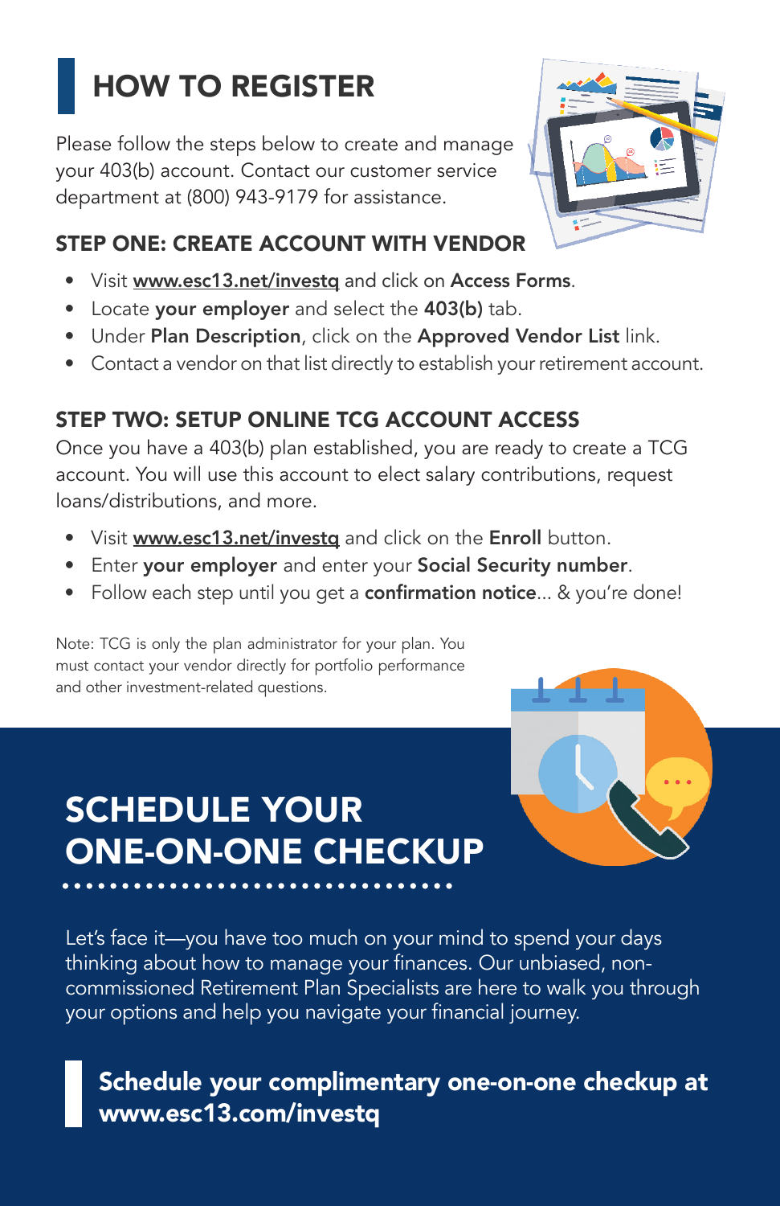# HOW TO REGISTER

Please follow the steps below to create and manage your 403(b) account. Contact our customer service department at (800) 943-9179 for assistance.

## STEP ONE: CREATE ACCOUNT WITH VENDOR

- Visit **www.esc13.net/investq** and click on **Access Forms**.
- Locate **your employer** and select the **403(b)** tab.
- Under **Plan Description**, click on the **Approved Vendor List** link.
- Contact a vendor on that list directly to establish your retirement account.

## STEP TWO: SETUP ONLINE TCG ACCOUNT ACCESS

Once you have a 403(b) plan established, you are ready to create a TCG account. You will use this account to elect salary contributions, request loans/distributions, and more.

- Visit **www.esc13.net/investq** and click on the **Enroll** button.
- Enter **your employer** and enter your **Social Security number**.
- Follow each step until you get a **confirmation notice**... & you're done!

Note: TCG is only the plan administrator for your plan. You must contact your vendor directly for portfolio performance and other investment-related questions.

# SCHEDULE YOUR ONE-ON-ONE CHECKUP

Let's face it—you have too much on your mind to spend your days thinking about how to manage your finances. Our unbiased, non-commissioned Retirement Plan Specialists are here to walk you through your options and help you navigate your financial journey.

**Schedule your complimentary one-on-one checkup at www.esc13.com/investq**